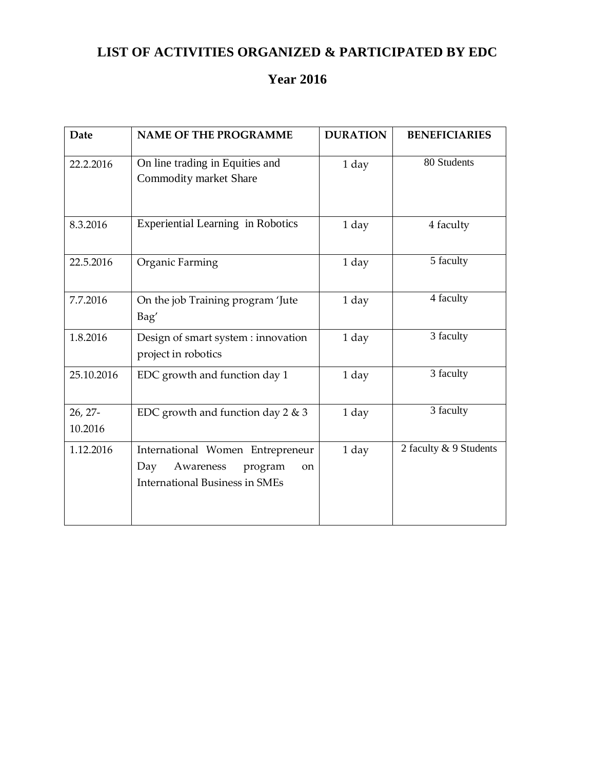# LIST OF ACTIVITIES ORGANIZED & PARTICIPATED BY EDC

## Year 2016

| Date | NAME OF THE PROGRAMME | DURATION | BENEFICIARIES |
|---|---|---|---|
| 22.2.2016 | On line trading in Equities and Commodity market Share | 1 day | 80 Students |
| 8.3.2016 | Experiential Learning in Robotics | 1 day | 4 faculty |
| 22.5.2016 | Organic Farming | 1 day | 5 faculty |
| 7.7.2016 | On the job Training program 'Jute Bag' | 1 day | 4 faculty |
| 1.8.2016 | Design of smart system : innovation project in robotics | 1 day | 3 faculty |
| 25.10.2016 | EDC growth and function day 1 | 1 day | 3 faculty |
| 26, 27-10.2016 | EDC growth and function day 2 & 3 | 1 day | 3 faculty |
| 1.12.2016 | International Women Entrepreneur Day Awareness program on International Business in SMEs | 1 day | 2 faculty & 9 Students |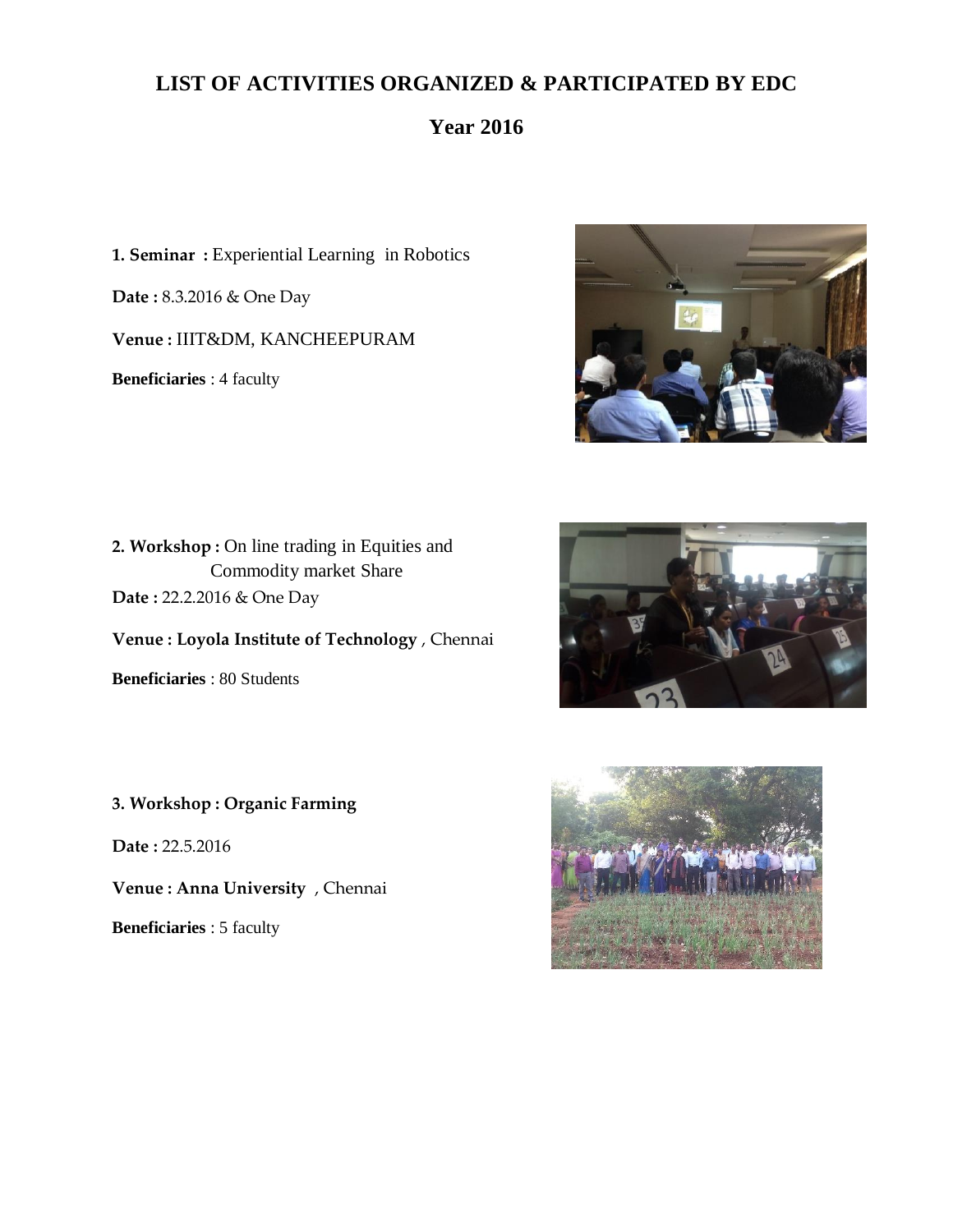# LIST OF ACTIVITIES ORGANIZED & PARTICIPATED BY EDC

## Year 2016

**1. Seminar :** Experiential Learning in Robotics

**Date :** 8.3.2016 & One Day

**Venue :** IIIT&DM, KANCHEEPURAM

**Beneficiaries** : 4 faculty

**2. Workshop :** On line trading in Equities and Commodity market Share

**Date :** 22.2.2016 & One Day

**Venue : Loyola Institute of Technology** , Chennai

**Beneficiaries** : 80 Students

**3. Workshop : Organic Farming**

**Date :** 22.5.2016

**Venue : Anna University** , Chennai

**Beneficiaries** : 5 faculty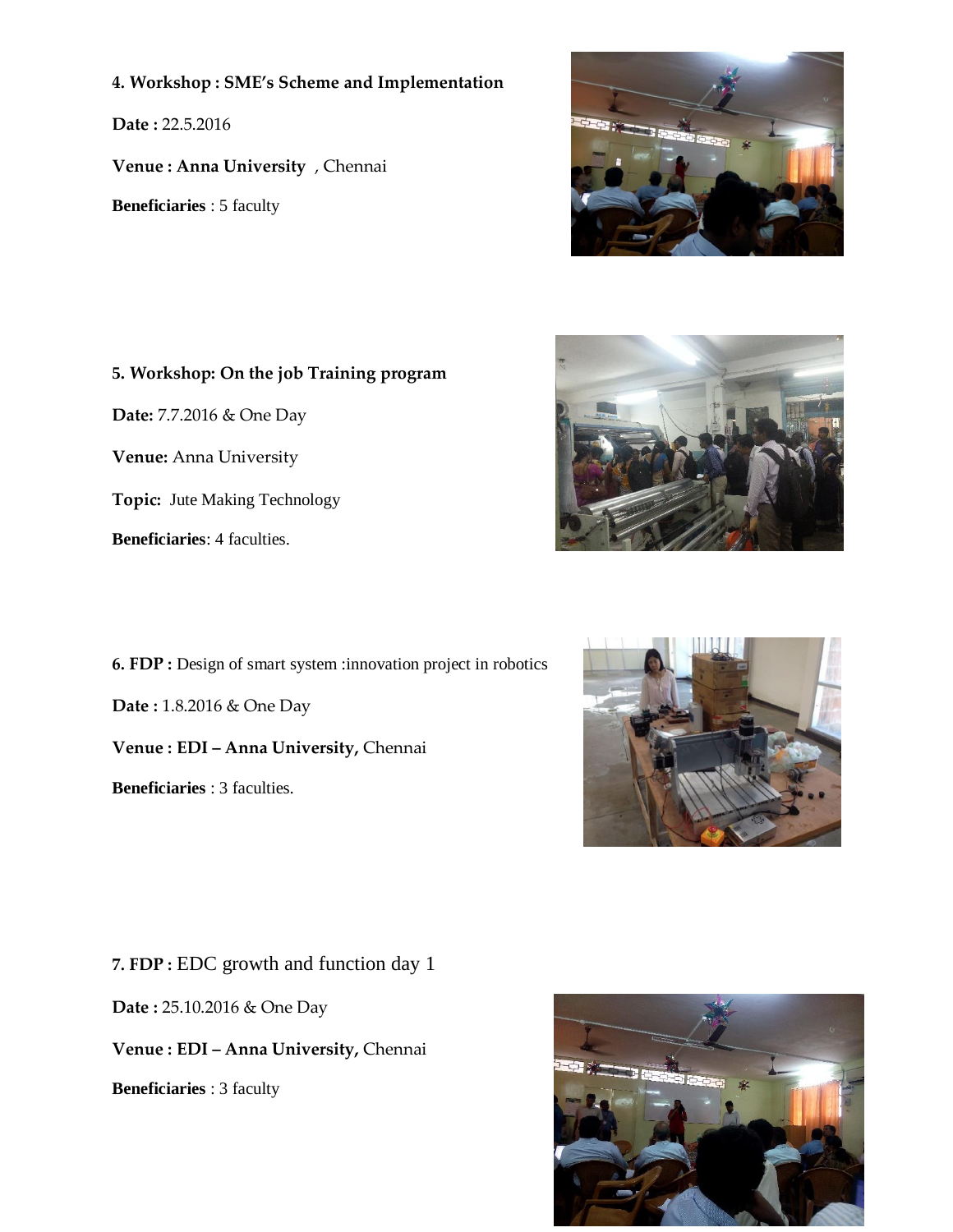**4. Workshop : SME's Scheme and Implementation**

**Date :** 22.5.2016

**Venue : Anna University** , Chennai

**Beneficiaries** : 5 faculty

**5. Workshop: On the job Training program**

**Date:** 7.7.2016 & One Day

**Venue:** Anna University

**Topic:** Jute Making Technology

**Beneficiaries**: 4 faculties.

**6. FDP :** Design of smart system :innovation project in robotics

**Date :** 1.8.2016 & One Day

**Venue : EDI – Anna University,** Chennai

**Beneficiaries** : 3 faculties.

**7. FDP :** EDC growth and function day 1

**Date :** 25.10.2016 & One Day

**Venue : EDI – Anna University,** Chennai

**Beneficiaries** : 3 faculty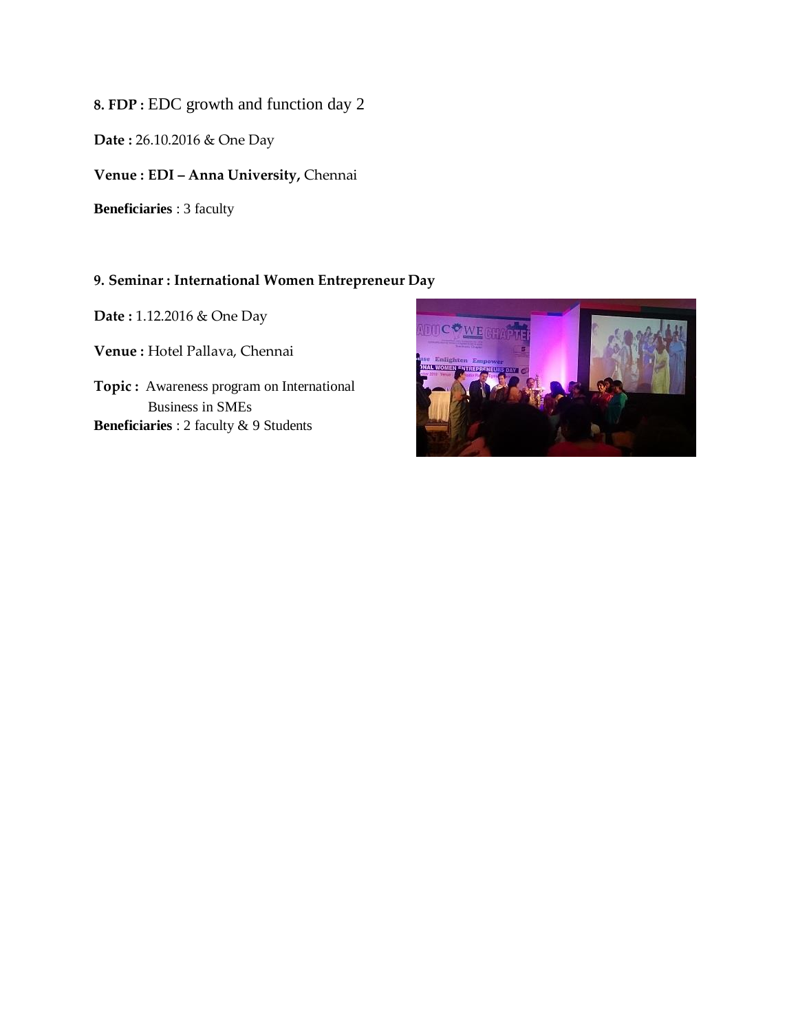**8. FDP :** EDC growth and function day 2

**Date :** 26.10.2016 & One Day

**Venue : EDI – Anna University,** Chennai

**Beneficiaries** : 3 faculty

**9. Seminar : International Women Entrepreneur Day**

**Date :** 1.12.2016 & One Day

**Venue :** Hotel Pallava, Chennai

**Topic :** Awareness program on International Business in SMEs

**Beneficiaries** : 2 faculty & 9 Students